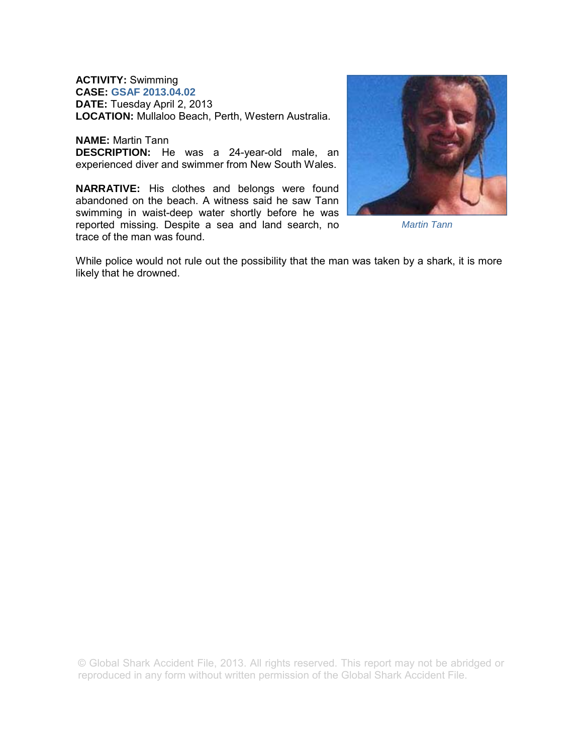**ACTIVITY:** Swimming
**CASE:** GSAF 2013.04.02
**DATE:** Tuesday April 2, 2013
**LOCATION:** Mullaloo Beach, Perth, Western Australia.

**NAME:** Martin Tann
**DESCRIPTION:** He was a 24-year-old male, an experienced diver and swimmer from New South Wales.

**NARRATIVE:** His clothes and belongs were found abandoned on the beach. A witness said he saw Tann swimming in waist-deep water shortly before he was reported missing. Despite a sea and land search, no trace of the man was found.

*Martin Tann*

While police would not rule out the possibility that the man was taken by a shark, it is more likely that he drowned.

© Global Shark Accident File, 2013. All rights reserved. This report may not be abridged or reproduced in any form without written permission of the Global Shark Accident File.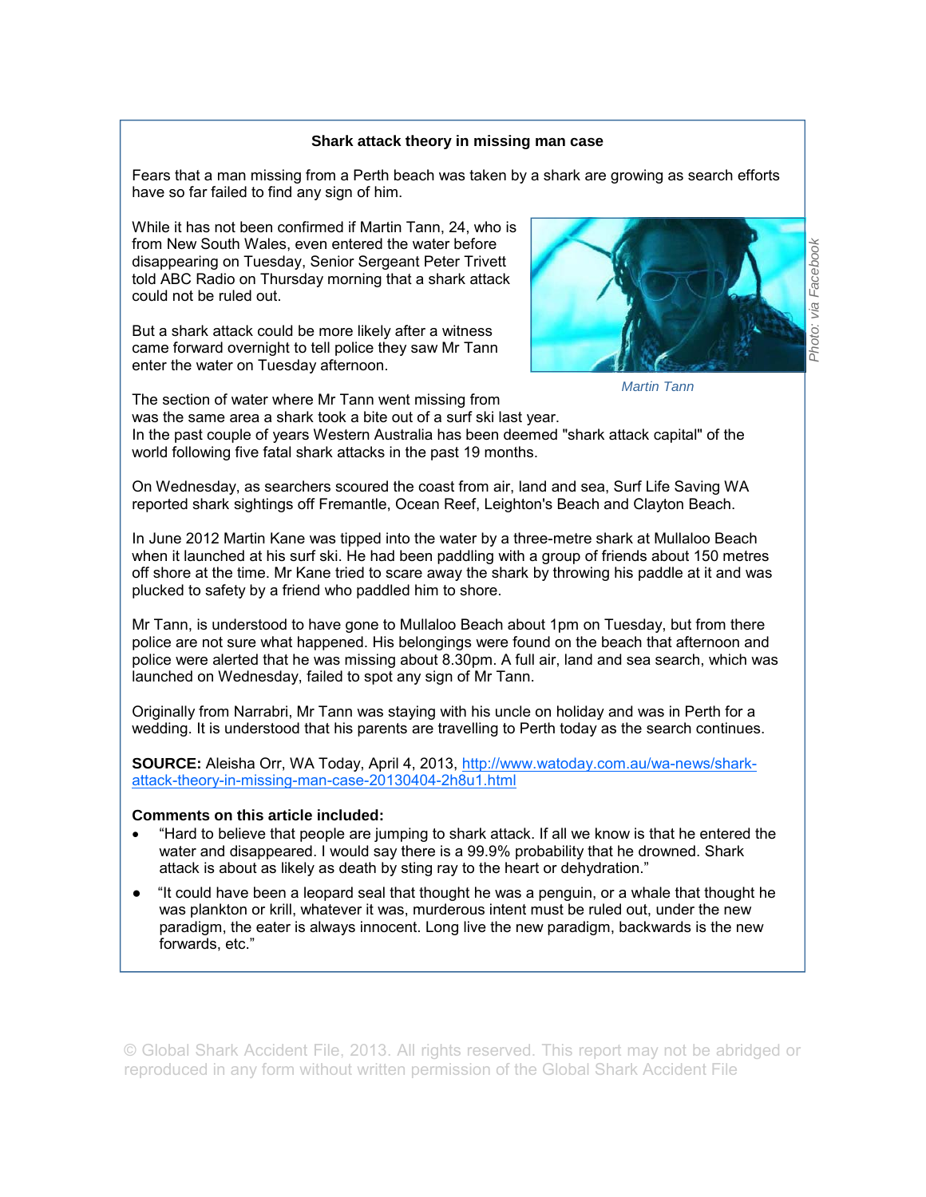**Shark attack theory in missing man case**

Fears that a man missing from a Perth beach was taken by a shark are growing as search efforts have so far failed to find any sign of him.

While it has not been confirmed if Martin Tann, 24, who is from New South Wales, even entered the water before disappearing on Tuesday, Senior Sergeant Peter Trivett told ABC Radio on Thursday morning that a shark attack could not be ruled out.

But a shark attack could be more likely after a witness came forward overnight to tell police they saw Mr Tann enter the water on Tuesday afternoon.

*Photo: via Facebook*

*Martin Tann*

The section of water where Mr Tann went missing from was the same area a shark took a bite out of a surf ski last year.
In the past couple of years Western Australia has been deemed "shark attack capital" of the world following five fatal shark attacks in the past 19 months.

On Wednesday, as searchers scoured the coast from air, land and sea, Surf Life Saving WA reported shark sightings off Fremantle, Ocean Reef, Leighton's Beach and Clayton Beach.

In June 2012 Martin Kane was tipped into the water by a three-metre shark at Mullaloo Beach when it launched at his surf ski. He had been paddling with a group of friends about 150 metres off shore at the time. Mr Kane tried to scare away the shark by throwing his paddle at it and was plucked to safety by a friend who paddled him to shore.

Mr Tann, is understood to have gone to Mullaloo Beach about 1pm on Tuesday, but from there police are not sure what happened. His belongings were found on the beach that afternoon and police were alerted that he was missing about 8.30pm. A full air, land and sea search, which was launched on Wednesday, failed to spot any sign of Mr Tann.

Originally from Narrabri, Mr Tann was staying with his uncle on holiday and was in Perth for a wedding. It is understood that his parents are travelling to Perth today as the search continues.

**SOURCE:** Aleisha Orr, WA Today, April 4, 2013, http://www.watoday.com.au/wa-news/shark-attack-theory-in-missing-man-case-20130404-2h8u1.html

**Comments on this article included:**

- "Hard to believe that people are jumping to shark attack. If all we know is that he entered the water and disappeared. I would say there is a 99.9% probability that he drowned. Shark attack is about as likely as death by sting ray to the heart or dehydration."
- "It could have been a leopard seal that thought he was a penguin, or a whale that thought he was plankton or krill, whatever it was, murderous intent must be ruled out, under the new paradigm, the eater is always innocent. Long live the new paradigm, backwards is the new forwards, etc."

© Global Shark Accident File, 2013. All rights reserved. This report may not be abridged or reproduced in any form without written permission of the Global Shark Accident File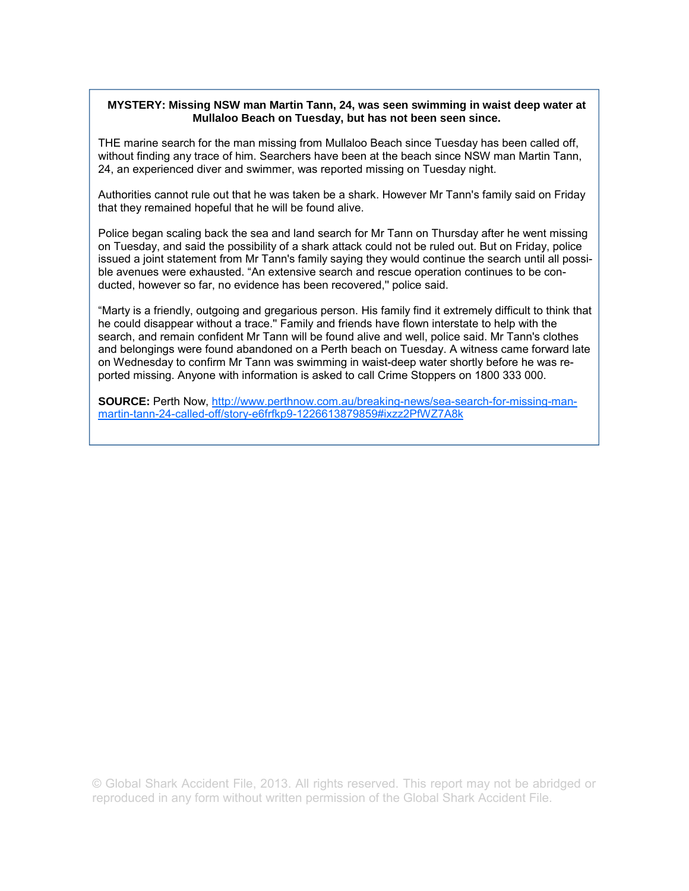**MYSTERY: Missing NSW man Martin Tann, 24, was seen swimming in waist deep water at Mullaloo Beach on Tuesday, but has not been seen since.**

THE marine search for the man missing from Mullaloo Beach since Tuesday has been called off, without finding any trace of him. Searchers have been at the beach since NSW man Martin Tann, 24, an experienced diver and swimmer, was reported missing on Tuesday night.

Authorities cannot rule out that he was taken be a shark. However Mr Tann's family said on Friday that they remained hopeful that he will be found alive.

Police began scaling back the sea and land search for Mr Tann on Thursday after he went missing on Tuesday, and said the possibility of a shark attack could not be ruled out. But on Friday, police issued a joint statement from Mr Tann's family saying they would continue the search until all possible avenues were exhausted. "An extensive search and rescue operation continues to be conducted, however so far, no evidence has been recovered," police said.

"Marty is a friendly, outgoing and gregarious person. His family find it extremely difficult to think that he could disappear without a trace." Family and friends have flown interstate to help with the search, and remain confident Mr Tann will be found alive and well, police said. Mr Tann's clothes and belongings were found abandoned on a Perth beach on Tuesday. A witness came forward late on Wednesday to confirm Mr Tann was swimming in waist-deep water shortly before he was reported missing. Anyone with information is asked to call Crime Stoppers on 1800 333 000.

**SOURCE:** Perth Now, http://www.perthnow.com.au/breaking-news/sea-search-for-missing-man-martin-tann-24-called-off/story-e6frfkp9-1226613879859#ixzz2PfWZ7A8k

© Global Shark Accident File, 2013. All rights reserved. This report may not be abridged or reproduced in any form without written permission of the Global Shark Accident File.